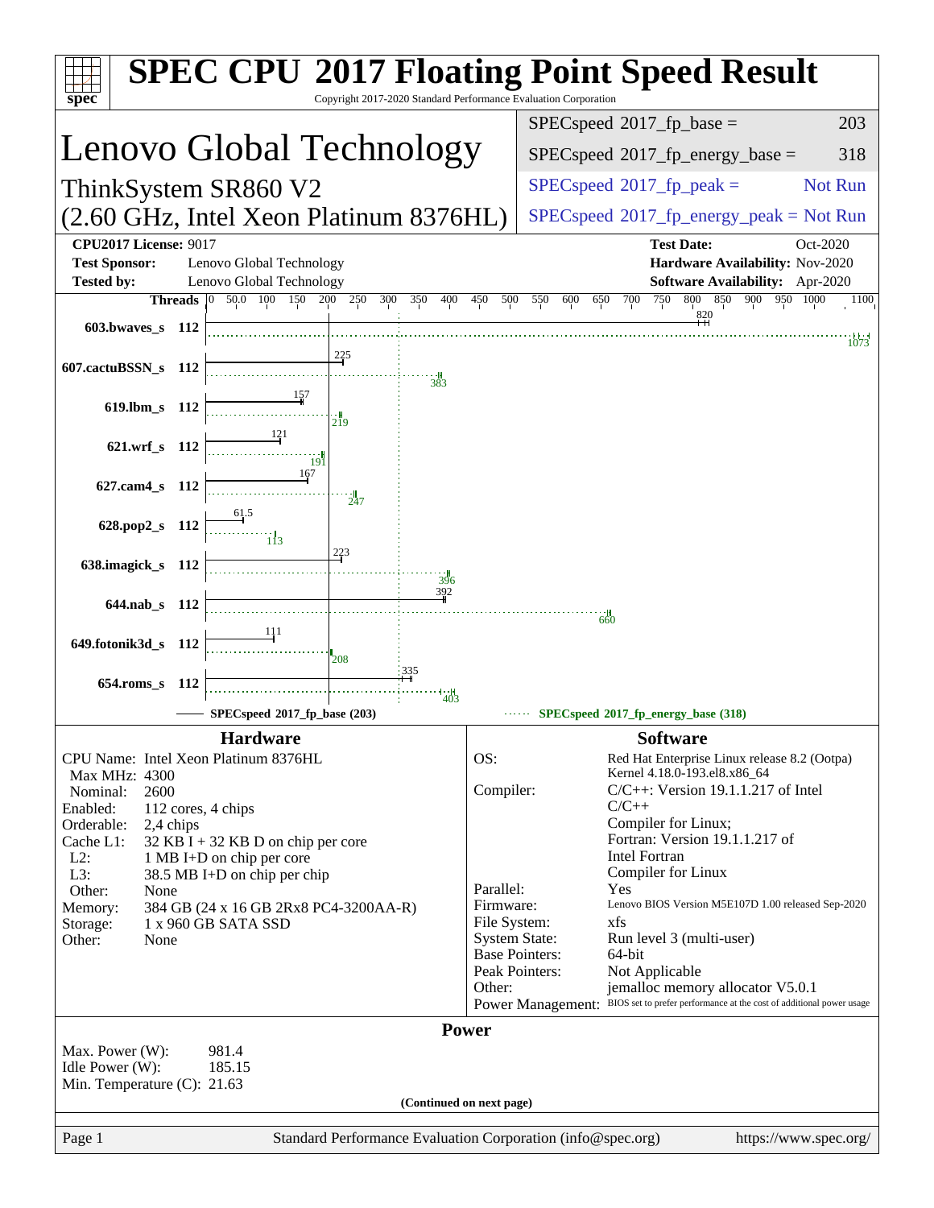# SPEC CPU 2017 Floating Point Speed Result

Copyright 2017-2020 Standard Performance Evaluation Corporation

## Lenovo Global Technology

ThinkSystem SR860 V2
(2.60 GHz, Intel Xeon Platinum 8376HL)

| | |
|---|---|
| SPECspeed 2017_fp_base = | 203 |
| SPECspeed 2017_fp_energy_base = | 318 |
| SPECspeed 2017_fp_peak = | Not Run |
| SPECspeed 2017_fp_energy_peak = | Not Run |

**CPU2017 License:** 9017
**Test Sponsor:** Lenovo Global Technology
**Tested by:** Lenovo Global Technology
**Test Date:** Oct-2020
**Hardware Availability:** Nov-2020
**Software Availability:** Apr-2020

| Benchmark | Threads | SPECspeed 2017_fp_base (203) | SPECspeed 2017_fp_energy_base (318) |
|---|---|---|---|
| 603.bwaves_s | 112 | 820 | 1073 |
| 607.cactuBSSN_s | 112 | 225 | 383 |
| 619.lbm_s | 112 | 157 | 219 |
| 621.wrf_s | 112 | 121 | 191 |
| 627.cam4_s | 112 | 167 | 247 |
| 628.pop2_s | 112 | 61.5 | 113 |
| 638.imagick_s | 112 | 223 | 396 |
| 644.nab_s | 112 | 392 | 660 |
| 649.fotonik3d_s | 112 | 111 | 208 |
| 654.roms_s | 112 | 335 | 403 |

## Hardware

| | |
|---|---|
| CPU Name: | Intel Xeon Platinum 8376HL |
| Max MHz: | 4300 |
| Nominal: | 2600 |
| Enabled: | 112 cores, 4 chips |
| Orderable: | 2,4 chips |
| Cache L1: | 32 KB I + 32 KB D on chip per core |
| L2: | 1 MB I+D on chip per core |
| L3: | 38.5 MB I+D on chip per chip |
| Other: | None |
| Memory: | 384 GB (24 x 16 GB 2Rx8 PC4-3200AA-R) |
| Storage: | 1 x 960 GB SATA SSD |
| Other: | None |

## Software

| | |
|---|---|
| OS: | Red Hat Enterprise Linux release 8.2 (Ootpa) Kernel 4.18.0-193.el8.x86_64 |
| Compiler: | C/C++: Version 19.1.1.217 of Intel C/C++ Compiler for Linux; Fortran: Version 19.1.1.217 of Intel Fortran Compiler for Linux |
| Parallel: | Yes |
| Firmware: | Lenovo BIOS Version M5E107D 1.00 released Sep-2020 |
| File System: | xfs |
| System State: | Run level 3 (multi-user) |
| Base Pointers: | 64-bit |
| Peak Pointers: | Not Applicable |
| Other: | jemalloc memory allocator V5.0.1 |
| Power Management: | BIOS set to prefer performance at the cost of additional power usage |

## Power

| | |
|---|---|
| Max. Power (W): | 981.4 |
| Idle Power (W): | 185.15 |
| Min. Temperature (C): | 21.63 |

(Continued on next page)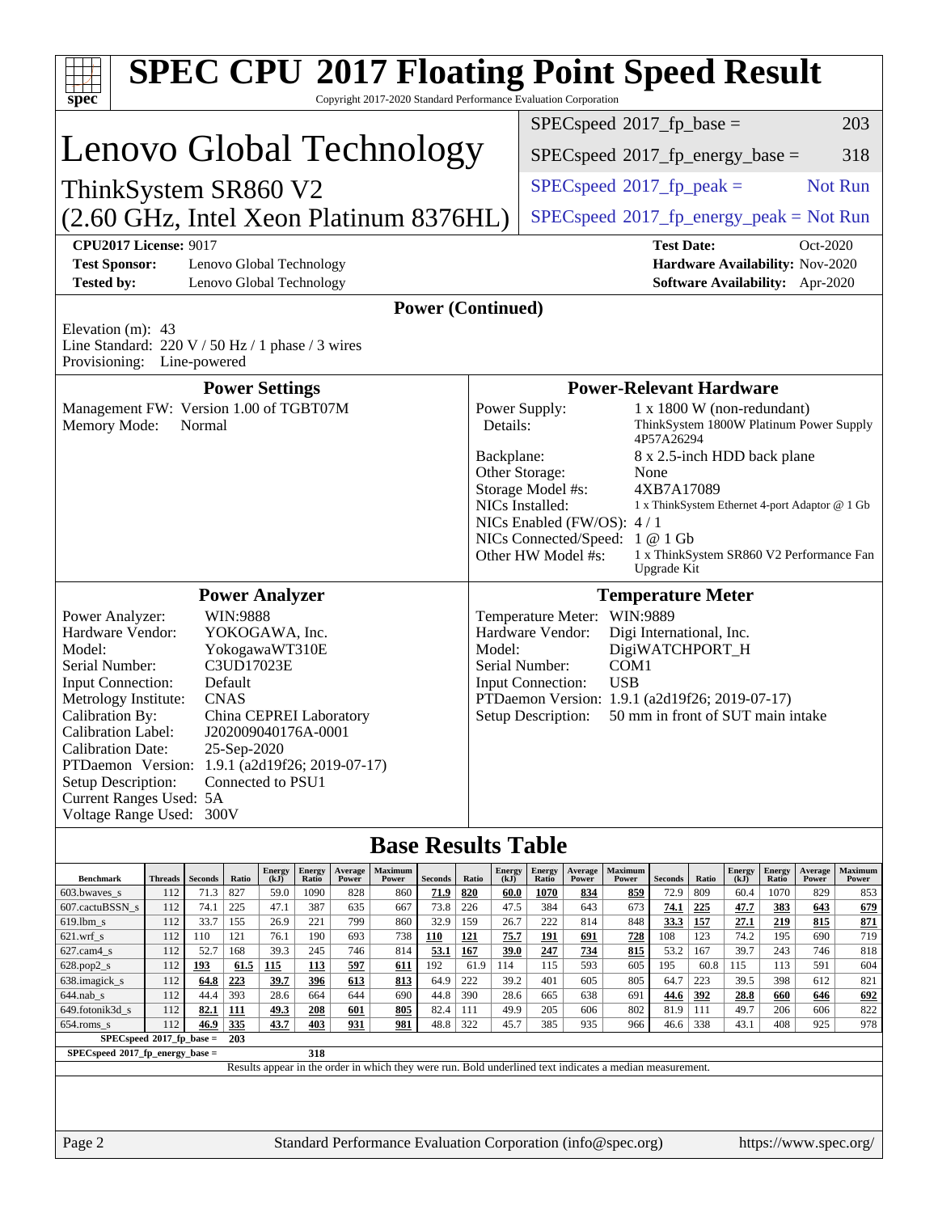# SPEC CPU 2017 Floating Point Speed Result

Copyright 2017-2020 Standard Performance Evaluation Corporation

## Lenovo Global Technology

ThinkSystem SR860 V2
(2.60 GHz, Intel Xeon Platinum 8376HL)

| | |
|---|---|
| SPECspeed 2017_fp_base = | 203 |
| SPECspeed 2017_fp_energy_base = | 318 |
| SPECspeed 2017_fp_peak = | Not Run |
| SPECspeed 2017_fp_energy_peak = | Not Run |

**CPU2017 License:** 9017
**Test Sponsor:** Lenovo Global Technology
**Tested by:** Lenovo Global Technology
**Test Date:** Oct-2020
**Hardware Availability:** Nov-2020
**Software Availability:** Apr-2020

### Power (Continued)

Elevation (m): 43
Line Standard: 220 V / 50 Hz / 1 phase / 3 wires
Provisioning: Line-powered

### Power Settings

Management FW: Version 1.00 of TGBT07M
Memory Mode: Normal

### Power-Relevant Hardware

Power Supply: 1 x 1800 W (non-redundant)
Details: ThinkSystem 1800W Platinum Power Supply 4P57A26294
Backplane: 8 x 2.5-inch HDD back plane
Other Storage: None
Storage Model #s: 4XB7A17089
NICs Installed: 1 x ThinkSystem Ethernet 4-port Adaptor @ 1 Gb
NICs Enabled (FW/OS): 4 / 1
NICs Connected/Speed: 1 @ 1 Gb
Other HW Model #s: 1 x ThinkSystem SR860 V2 Performance Fan Upgrade Kit

### Power Analyzer

Power Analyzer: WIN:9888
Hardware Vendor: YOKOGAWA, Inc.
Model: YokogawaWT310E
Serial Number: C3UD17023E
Input Connection: Default
Metrology Institute: CNAS
Calibration By: China CEPREI Laboratory
Calibration Label: J202009040176A-0001
Calibration Date: 25-Sep-2020
PTDaemon Version: 1.9.1 (a2d19f26; 2019-07-17)
Setup Description: Connected to PSU1
Current Ranges Used: 5A
Voltage Range Used: 300V

### Temperature Meter

Temperature Meter: WIN:9889
Hardware Vendor: Digi International, Inc.
Model: DigiWATCHPORT_H
Serial Number: COM1
Input Connection: USB
PTDaemon Version: 1.9.1 (a2d19f26; 2019-07-17)
Setup Description: 50 mm in front of SUT main intake

### Base Results Table

| Benchmark | Threads | Seconds | Ratio | Energy (kJ) | Energy Ratio | Average Power | Maximum Power | Seconds | Ratio | Energy (kJ) | Energy Ratio | Average Power | Maximum Power | Seconds | Ratio | Energy (kJ) | Energy Ratio | Average Power | Maximum Power |
|---|---|---|---|---|---|---|---|---|---|---|---|---|---|---|---|---|---|---|---|
| 603.bwaves_s | 112 | 71.3 | 827 | 59.0 | 1090 | 828 | 860 | **71.9** | **820** | **60.0** | **1070** | **834** | **859** | 72.9 | 809 | 60.4 | 1070 | 829 | 853 |
| 607.cactuBSSN_s | 112 | 74.1 | 225 | 47.1 | 387 | 635 | 667 | 73.8 | 226 | 47.5 | 384 | 643 | 673 | **74.1** | **225** | **47.7** | **383** | **643** | **679** |
| 619.lbm_s | 112 | 33.7 | 155 | 26.9 | 221 | 799 | 860 | 32.9 | 159 | 26.7 | 222 | 814 | 848 | **33.3** | **157** | **27.1** | **219** | **815** | **871** |
| 621.wrf_s | 112 | 110 | 121 | 76.1 | 190 | 693 | 738 | **110** | **121** | **75.7** | **191** | **691** | **728** | 108 | 123 | 74.2 | 195 | 690 | 719 |
| 627.cam4_s | 112 | 52.7 | 168 | 39.3 | 245 | 746 | 814 | **53.1** | **167** | **39.0** | **247** | **734** | **815** | 53.2 | 167 | 39.7 | 243 | 746 | 818 |
| 628.pop2_s | 112 | **193** | **61.5** | **115** | **113** | **597** | **611** | 192 | 61.9 | 114 | 115 | 593 | 605 | 195 | 60.8 | 115 | 113 | 591 | 604 |
| 638.imagick_s | 112 | **64.8** | **223** | **39.7** | **396** | **613** | **813** | 64.9 | 222 | 39.2 | 401 | 605 | 805 | 64.7 | 223 | 39.5 | 398 | 612 | 821 |
| 644.nab_s | 112 | 44.4 | 393 | 28.6 | 664 | 644 | 690 | 44.8 | 390 | 28.6 | 665 | 638 | 691 | **44.6** | **392** | **28.8** | **660** | **646** | **692** |
| 649.fotonik3d_s | 112 | **82.1** | **111** | **49.3** | **208** | **601** | **805** | 82.4 | 111 | 49.9 | 205 | 606 | 802 | 81.9 | 111 | 49.7 | 206 | 606 | 822 |
| 654.roms_s | 112 | **46.9** | **335** | **43.7** | **403** | **931** | **981** | 48.8 | 322 | 45.7 | 385 | 935 | 966 | 46.6 | 338 | 43.1 | 408 | 925 | 978 |

SPECspeed 2017_fp_base = 203

SPECspeed 2017_fp_energy_base = 318

Results appear in the order in which they were run. Bold underlined text indicates a median measurement.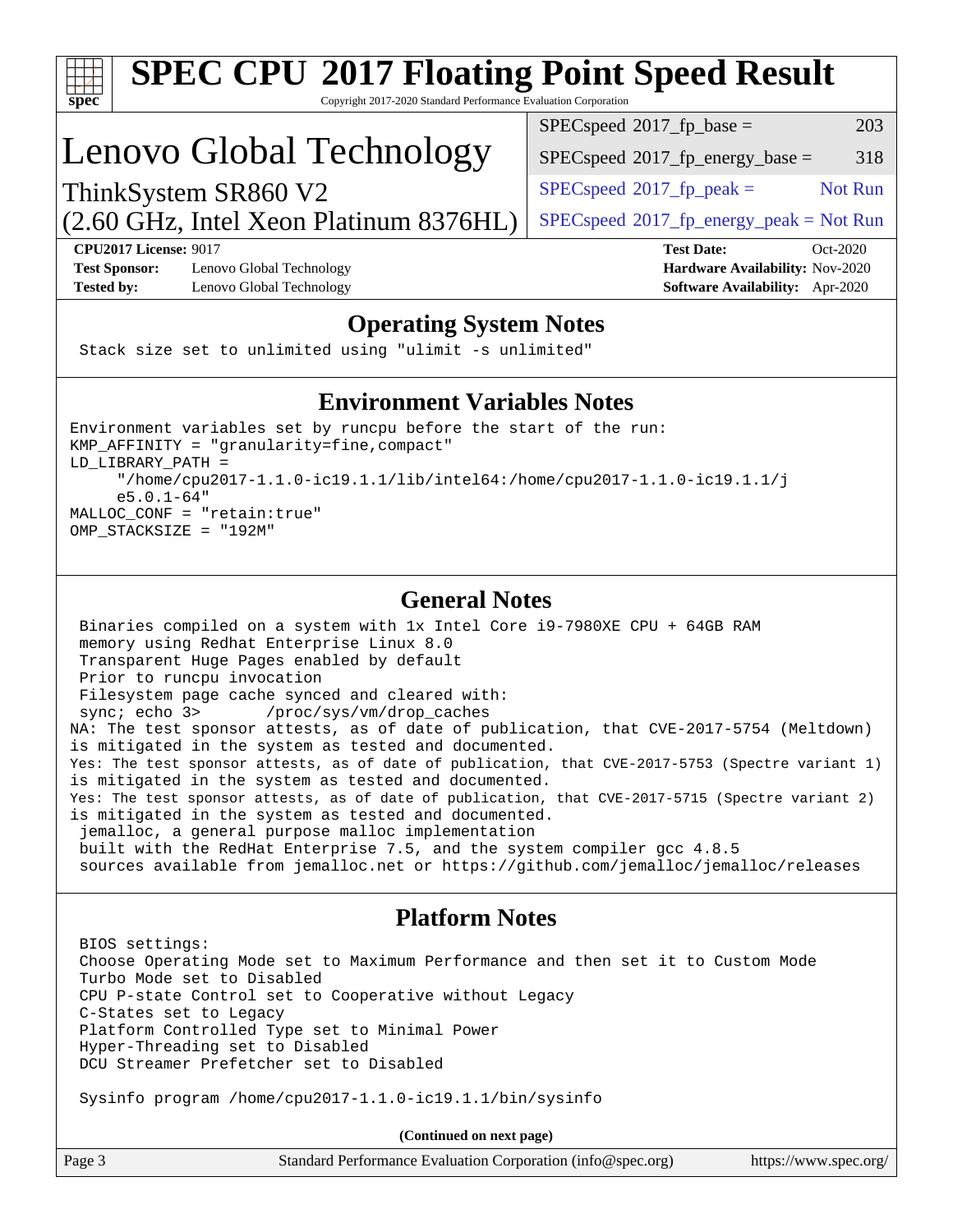# SPEC CPU 2017 Floating Point Speed Result

Copyright 2017-2020 Standard Performance Evaluation Corporation

## Lenovo Global Technology

ThinkSystem SR860 V2
(2.60 GHz, Intel Xeon Platinum 8376HL)

| | |
|---|---|
| SPECspeed 2017_fp_base = | 203 |
| SPECspeed 2017_fp_energy_base = | 318 |
| SPECspeed 2017_fp_peak = | Not Run |
| SPECspeed 2017_fp_energy_peak = | Not Run |

**CPU2017 License:** 9017
**Test Sponsor:** Lenovo Global Technology
**Tested by:** Lenovo Global Technology
**Test Date:** Oct-2020
**Hardware Availability:** Nov-2020
**Software Availability:** Apr-2020

## Operating System Notes

```
Stack size set to unlimited using "ulimit -s unlimited"
```

## Environment Variables Notes

```
Environment variables set by runcpu before the start of the run:
KMP_AFFINITY = "granularity=fine,compact"
LD_LIBRARY_PATH =
     "/home/cpu2017-1.1.0-ic19.1.1/lib/intel64:/home/cpu2017-1.1.0-ic19.1.1/j
     e5.0.1-64"
MALLOC_CONF = "retain:true"
OMP_STACKSIZE = "192M"
```

## General Notes

```
 Binaries compiled on a system with 1x Intel Core i9-7980XE CPU + 64GB RAM
 memory using Redhat Enterprise Linux 8.0
 Transparent Huge Pages enabled by default
 Prior to runcpu invocation
 Filesystem page cache synced and cleared with:
 sync; echo 3>       /proc/sys/vm/drop_caches
NA: The test sponsor attests, as of date of publication, that CVE-2017-5754 (Meltdown)
is mitigated in the system as tested and documented.
Yes: The test sponsor attests, as of date of publication, that CVE-2017-5753 (Spectre variant 1)
is mitigated in the system as tested and documented.
Yes: The test sponsor attests, as of date of publication, that CVE-2017-5715 (Spectre variant 2)
is mitigated in the system as tested and documented.
 jemalloc, a general purpose malloc implementation
 built with the RedHat Enterprise 7.5, and the system compiler gcc 4.8.5
 sources available from jemalloc.net or https://github.com/jemalloc/jemalloc/releases
```

## Platform Notes

```
 BIOS settings:
 Choose Operating Mode set to Maximum Performance and then set it to Custom Mode
 Turbo Mode set to Disabled
 CPU P-state Control set to Cooperative without Legacy
 C-States set to Legacy
 Platform Controlled Type set to Minimal Power
 Hyper-Threading set to Disabled
 DCU Streamer Prefetcher set to Disabled

 Sysinfo program /home/cpu2017-1.1.0-ic19.1.1/bin/sysinfo
```

**(Continued on next page)**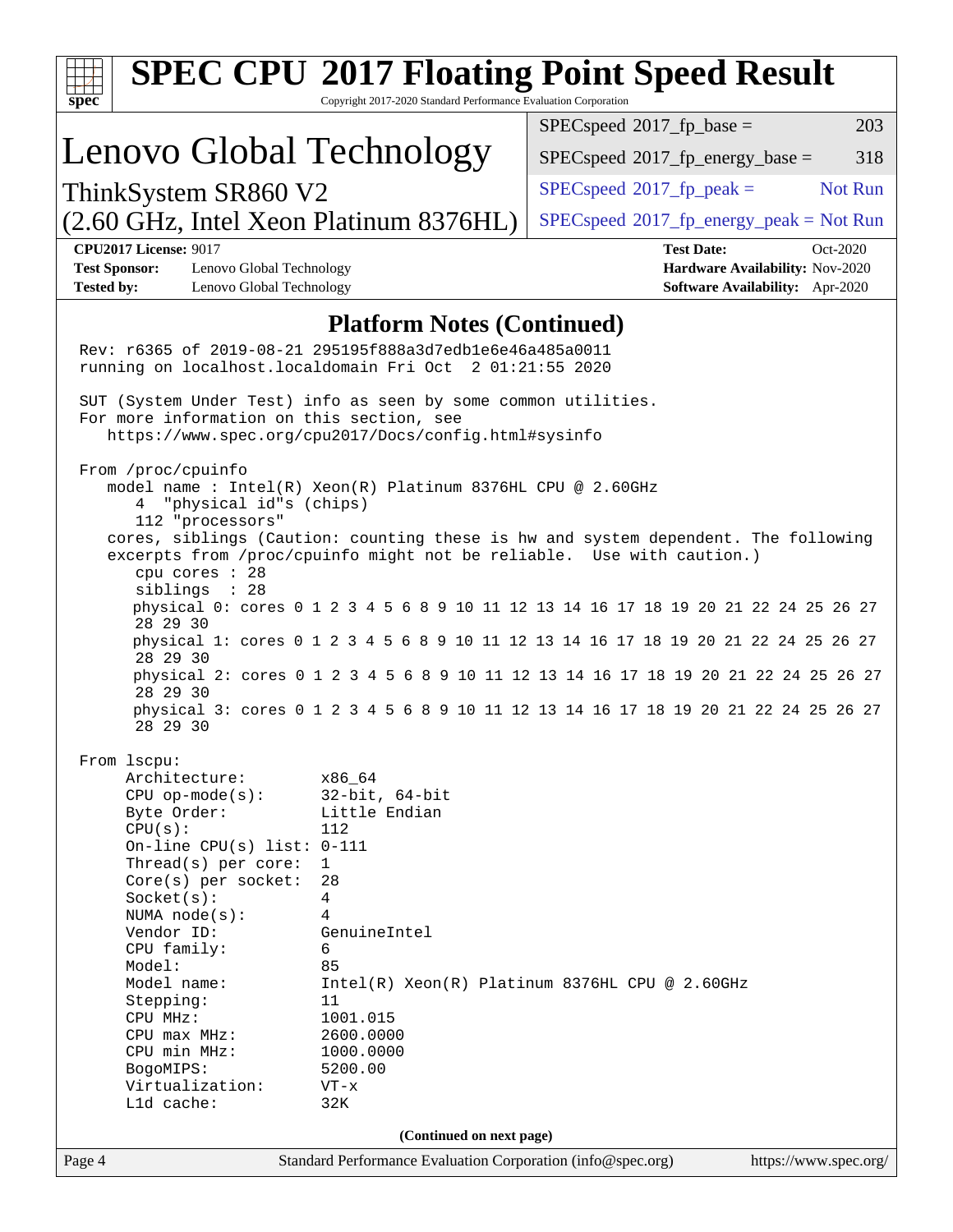# SPEC CPU 2017 Floating Point Speed Result

Copyright 2017-2020 Standard Performance Evaluation Corporation

## Lenovo Global Technology

ThinkSystem SR860 V2
(2.60 GHz, Intel Xeon Platinum 8376HL)

| | |
|---|---|
| SPECspeed 2017_fp_base = | 203 |
| SPECspeed 2017_fp_energy_base = | 318 |
| SPECspeed 2017_fp_peak = | Not Run |
| SPECspeed 2017_fp_energy_peak = | Not Run |

**CPU2017 License:** 9017
**Test Sponsor:** Lenovo Global Technology
**Tested by:** Lenovo Global Technology
**Test Date:** Oct-2020
**Hardware Availability:** Nov-2020
**Software Availability:** Apr-2020

### Platform Notes (Continued)

```
Rev: r6365 of 2019-08-21 295195f888a3d7edb1e6e46a485a0011
running on localhost.localdomain Fri Oct  2 01:21:55 2020

SUT (System Under Test) info as seen by some common utilities.
For more information on this section, see
   https://www.spec.org/cpu2017/Docs/config.html#sysinfo

From /proc/cpuinfo
   model name : Intel(R) Xeon(R) Platinum 8376HL CPU @ 2.60GHz
      4  "physical id"s (chips)
      112 "processors"
   cores, siblings (Caution: counting these is hw and system dependent. The following
   excerpts from /proc/cpuinfo might not be reliable.  Use with caution.)
      cpu cores : 28
      siblings  : 28
      physical 0: cores 0 1 2 3 4 5 6 8 9 10 11 12 13 14 16 17 18 19 20 21 22 24 25 26 27
      28 29 30
      physical 1: cores 0 1 2 3 4 5 6 8 9 10 11 12 13 14 16 17 18 19 20 21 22 24 25 26 27
      28 29 30
      physical 2: cores 0 1 2 3 4 5 6 8 9 10 11 12 13 14 16 17 18 19 20 21 22 24 25 26 27
      28 29 30
      physical 3: cores 0 1 2 3 4 5 6 8 9 10 11 12 13 14 16 17 18 19 20 21 22 24 25 26 27
      28 29 30

From lscpu:
     Architecture:        x86_64
     CPU op-mode(s):      32-bit, 64-bit
     Byte Order:          Little Endian
     CPU(s):              112
     On-line CPU(s) list: 0-111
     Thread(s) per core:  1
     Core(s) per socket:  28
     Socket(s):           4
     NUMA node(s):        4
     Vendor ID:           GenuineIntel
     CPU family:          6
     Model:               85
     Model name:          Intel(R) Xeon(R) Platinum 8376HL CPU @ 2.60GHz
     Stepping:            11
     CPU MHz:             1001.015
     CPU max MHz:         2600.0000
     CPU min MHz:         1000.0000
     BogoMIPS:            5200.00
     Virtualization:      VT-x
     L1d cache:           32K
```

(Continued on next page)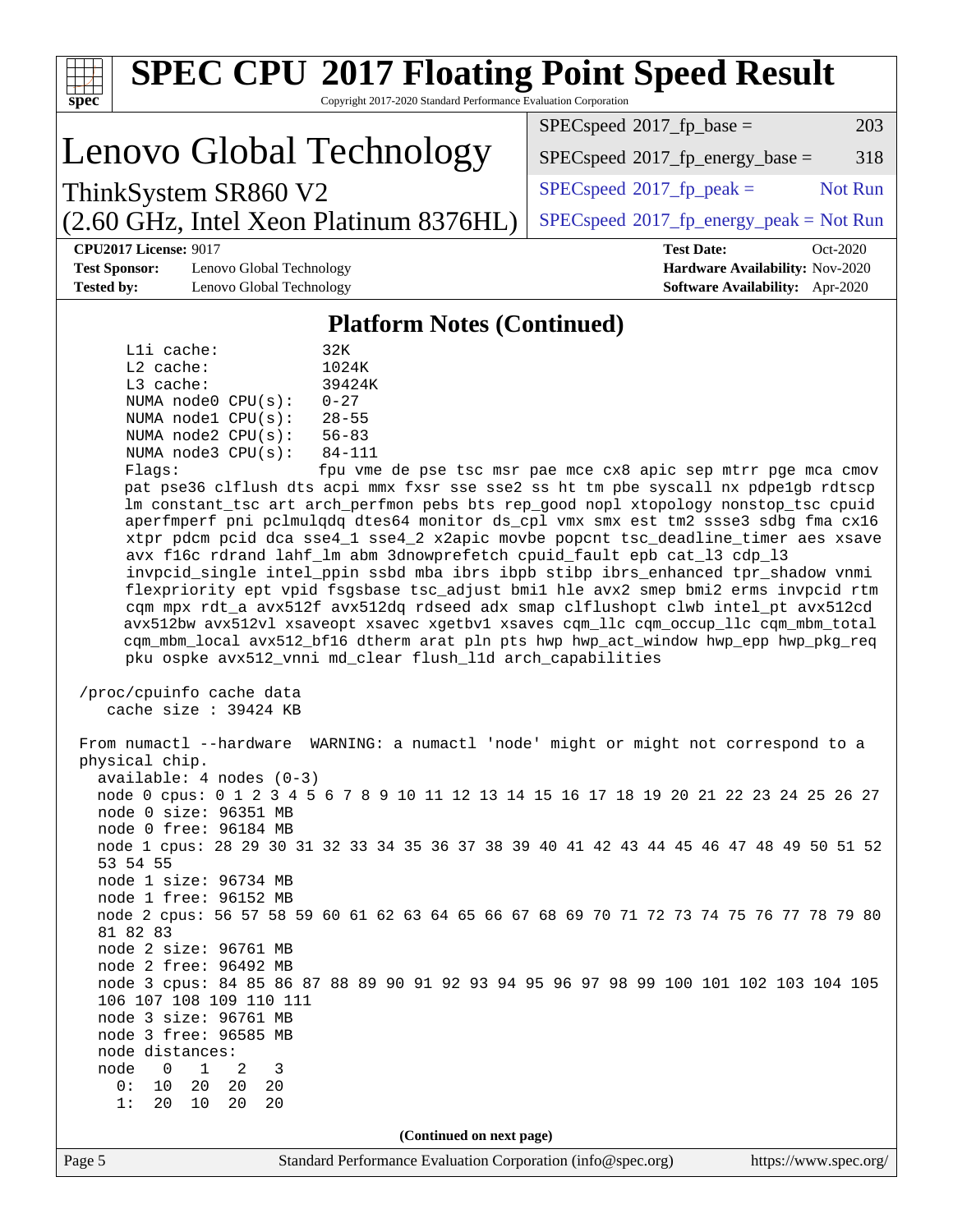# SPEC CPU 2017 Floating Point Speed Result

Copyright 2017-2020 Standard Performance Evaluation Corporation

## Lenovo Global Technology

ThinkSystem SR860 V2
(2.60 GHz, Intel Xeon Platinum 8376HL)

| | |
|---|---|
| SPECspeed 2017_fp_base = | 203 |
| SPECspeed 2017_fp_energy_base = | 318 |
| SPECspeed 2017_fp_peak = | Not Run |
| SPECspeed 2017_fp_energy_peak = | Not Run |

**CPU2017 License:** 9017
**Test Sponsor:** Lenovo Global Technology
**Tested by:** Lenovo Global Technology

**Test Date:** Oct-2020
**Hardware Availability:** Nov-2020
**Software Availability:** Apr-2020

### Platform Notes (Continued)

```
     L1i cache:           32K
     L2 cache:            1024K
     L3 cache:            39424K
     NUMA node0 CPU(s):   0-27
     NUMA node1 CPU(s):   28-55
     NUMA node2 CPU(s):   56-83
     NUMA node3 CPU(s):   84-111
     Flags:               fpu vme de pse tsc msr pae mce cx8 apic sep mtrr pge mca cmov
     pat pse36 clflush dts acpi mmx fxsr sse sse2 ss ht tm pbe syscall nx pdpe1gb rdtscp
     lm constant_tsc art arch_perfmon pebs bts rep_good nopl xtopology nonstop_tsc cpuid
     aperfmperf pni pclmulqdq dtes64 monitor ds_cpl vmx smx est tm2 ssse3 sdbg fma cx16
     xtpr pdcm pcid dca sse4_1 sse4_2 x2apic movbe popcnt tsc_deadline_timer aes xsave
     avx f16c rdrand lahf_lm abm 3dnowprefetch cpuid_fault epb cat_l3 cdp_l3
     invpcid_single intel_ppin ssbd mba ibrs ibpb stibp ibrs_enhanced tpr_shadow vnmi
     flexpriority ept vpid fsgsbase tsc_adjust bmi1 hle avx2 smep bmi2 erms invpcid rtm
     cqm mpx rdt_a avx512f avx512dq rdseed adx smap clflushopt clwb intel_pt avx512cd
     avx512bw avx512vl xsaveopt xsavec xgetbv1 xsaves cqm_llc cqm_occup_llc cqm_mbm_total
     cqm_mbm_local avx512_bf16 dtherm arat pln pts hwp hwp_act_window hwp_epp hwp_pkg_req
     pku ospke avx512_vnni md_clear flush_l1d arch_capabilities

 /proc/cpuinfo cache data
    cache size : 39424 KB

 From numactl --hardware  WARNING: a numactl 'node' might or might not correspond to a
 physical chip.
   available: 4 nodes (0-3)
   node 0 cpus: 0 1 2 3 4 5 6 7 8 9 10 11 12 13 14 15 16 17 18 19 20 21 22 23 24 25 26 27
   node 0 size: 96351 MB
   node 0 free: 96184 MB
   node 1 cpus: 28 29 30 31 32 33 34 35 36 37 38 39 40 41 42 43 44 45 46 47 48 49 50 51 52
   53 54 55
   node 1 size: 96734 MB
   node 1 free: 96152 MB
   node 2 cpus: 56 57 58 59 60 61 62 63 64 65 66 67 68 69 70 71 72 73 74 75 76 77 78 79 80
   81 82 83
   node 2 size: 96761 MB
   node 2 free: 96492 MB
   node 3 cpus: 84 85 86 87 88 89 90 91 92 93 94 95 96 97 98 99 100 101 102 103 104 105
   106 107 108 109 110 111
   node 3 size: 96761 MB
   node 3 free: 96585 MB
   node distances:
   node   0   1   2   3
     0:  10  20  20  20
     1:  20  10  20  20
```

(Continued on next page)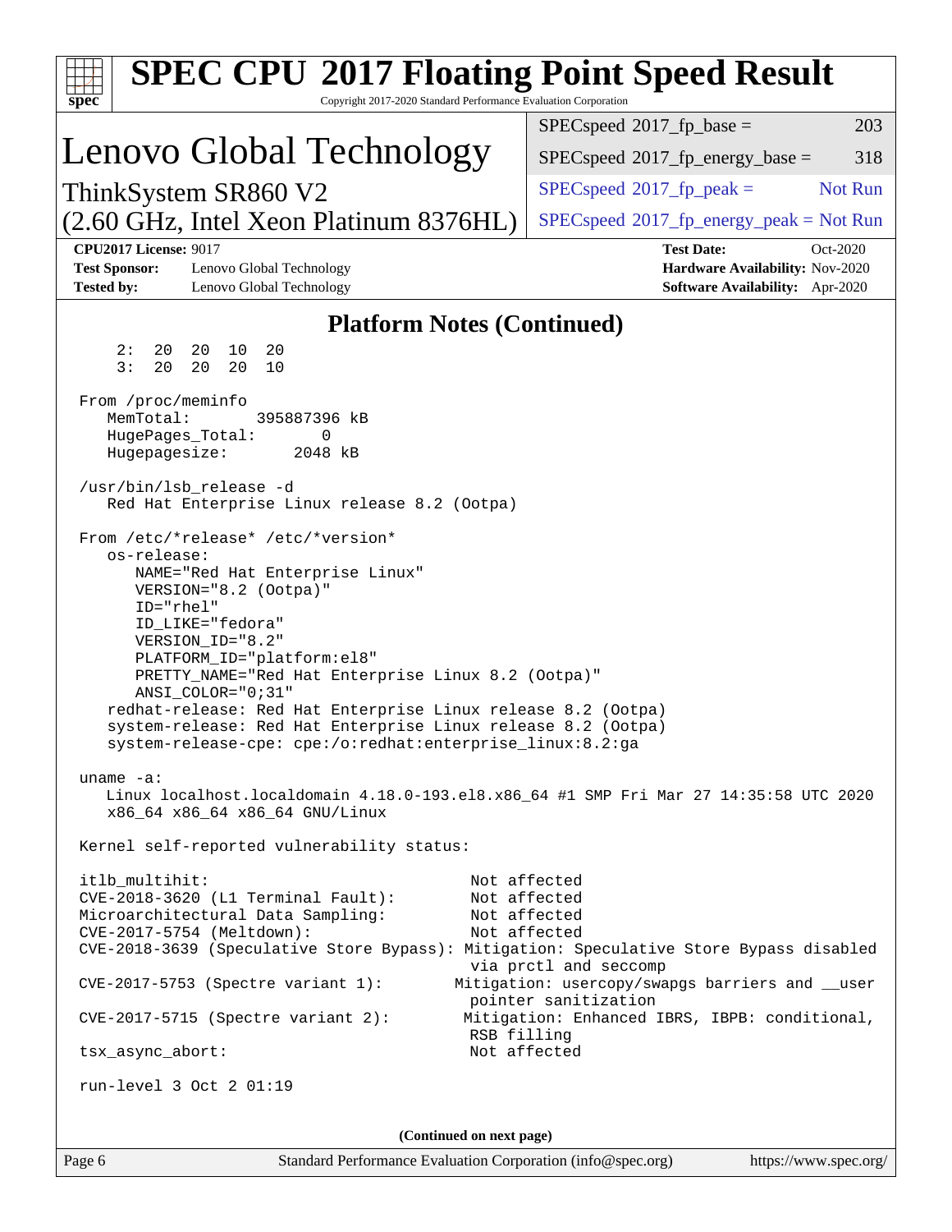# SPEC CPU 2017 Floating Point Speed Result

Copyright 2017-2020 Standard Performance Evaluation Corporation

## Lenovo Global Technology

ThinkSystem SR860 V2
(2.60 GHz, Intel Xeon Platinum 8376HL)

| | |
|---|---|
| SPECspeed 2017_fp_base = | 203 |
| SPECspeed 2017_fp_energy_base = | 318 |
| SPECspeed 2017_fp_peak = | Not Run |
| SPECspeed 2017_fp_energy_peak = | Not Run |

**CPU2017 License:** 9017
**Test Sponsor:** Lenovo Global Technology
**Tested by:** Lenovo Global Technology

**Test Date:** Oct-2020
**Hardware Availability:** Nov-2020
**Software Availability:** Apr-2020

### Platform Notes (Continued)

```
     2:  20  20  10  20
     3:  20  20  20  10

 From /proc/meminfo
    MemTotal:       395887396 kB
    HugePages_Total:       0
    Hugepagesize:       2048 kB

 /usr/bin/lsb_release -d
    Red Hat Enterprise Linux release 8.2 (Ootpa)

 From /etc/*release* /etc/*version*
    os-release:
       NAME="Red Hat Enterprise Linux"
       VERSION="8.2 (Ootpa)"
       ID="rhel"
       ID_LIKE="fedora"
       VERSION_ID="8.2"
       PLATFORM_ID="platform:el8"
       PRETTY_NAME="Red Hat Enterprise Linux 8.2 (Ootpa)"
       ANSI_COLOR="0;31"
    redhat-release: Red Hat Enterprise Linux release 8.2 (Ootpa)
    system-release: Red Hat Enterprise Linux release 8.2 (Ootpa)
    system-release-cpe: cpe:/o:redhat:enterprise_linux:8.2:ga

 uname -a:
    Linux localhost.localdomain 4.18.0-193.el8.x86_64 #1 SMP Fri Mar 27 14:35:58 UTC 2020
    x86_64 x86_64 x86_64 GNU/Linux

 Kernel self-reported vulnerability status:

 itlb_multihit:                                        Not affected
 CVE-2018-3620 (L1 Terminal Fault):                    Not affected
 Microarchitectural Data Sampling:                     Not affected
 CVE-2017-5754 (Meltdown):                             Not affected
 CVE-2018-3639 (Speculative Store Bypass): Mitigation: Speculative Store Bypass disabled
                                                       via prctl and seccomp
 CVE-2017-5753 (Spectre variant 1):                   Mitigation: usercopy/swapgs barriers and __user
                                                       pointer sanitization
 CVE-2017-5715 (Spectre variant 2):                    Mitigation: Enhanced IBRS, IBPB: conditional,
                                                       RSB filling
 tsx_async_abort:                                      Not affected

 run-level 3 Oct 2 01:19
```

(Continued on next page)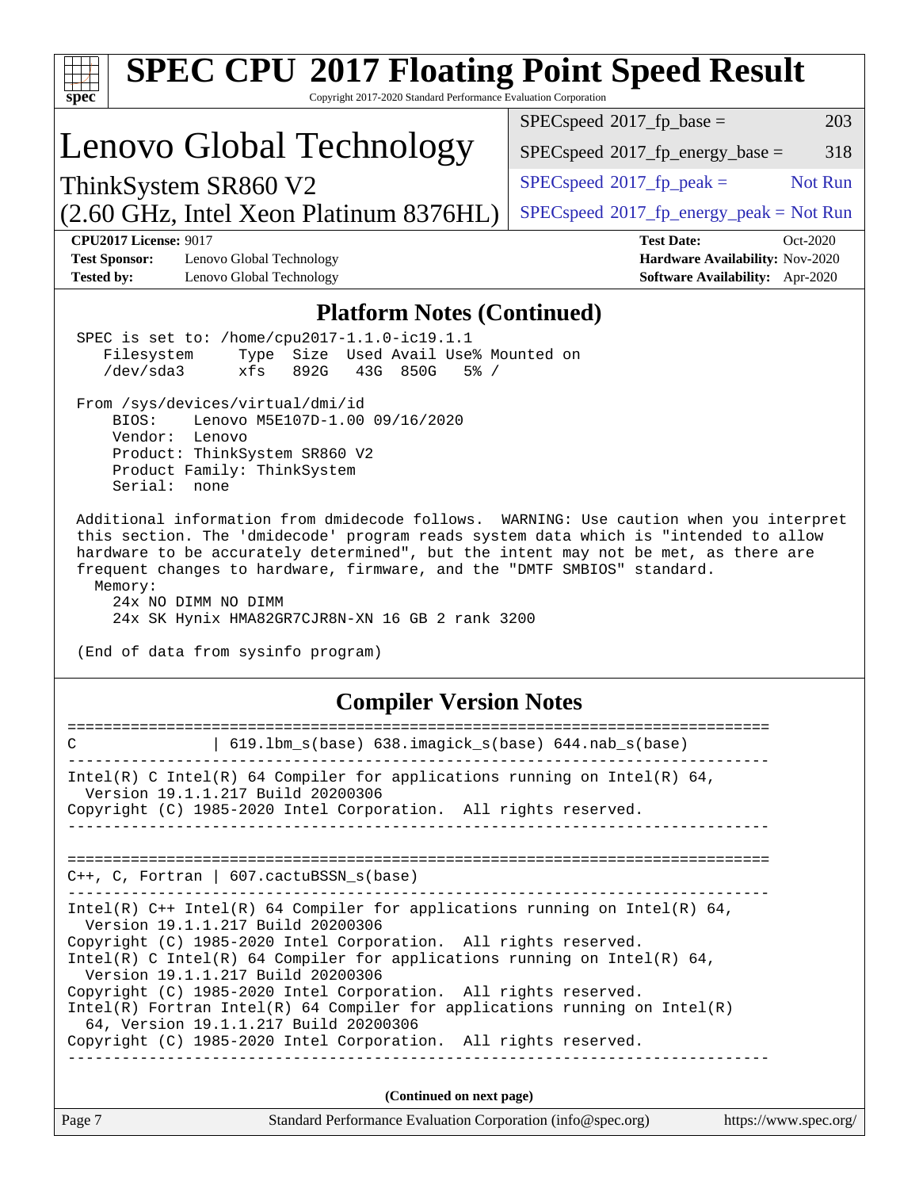# SPEC CPU 2017 Floating Point Speed Result

Copyright 2017-2020 Standard Performance Evaluation Corporation

## Lenovo Global Technology

ThinkSystem SR860 V2
(2.60 GHz, Intel Xeon Platinum 8376HL)

| | |
|---|---|
| SPECspeed 2017_fp_base = | 203 |
| SPECspeed 2017_fp_energy_base = | 318 |
| SPECspeed 2017_fp_peak = | Not Run |
| SPECspeed 2017_fp_energy_peak = | Not Run |

**CPU2017 License:** 9017
**Test Sponsor:** Lenovo Global Technology
**Tested by:** Lenovo Global Technology
**Test Date:** Oct-2020
**Hardware Availability:** Nov-2020
**Software Availability:** Apr-2020

## Platform Notes (Continued)

```
 SPEC is set to: /home/cpu2017-1.1.0-ic19.1.1
    Filesystem     Type  Size  Used Avail Use% Mounted on
    /dev/sda3      xfs   892G   43G  850G   5% /

 From /sys/devices/virtual/dmi/id
     BIOS:    Lenovo M5E107D-1.00 09/16/2020
     Vendor:  Lenovo
     Product: ThinkSystem SR860 V2
     Product Family: ThinkSystem
     Serial:  none

 Additional information from dmidecode follows.  WARNING: Use caution when you interpret
 this section. The 'dmidecode' program reads system data which is "intended to allow
 hardware to be accurately determined", but the intent may not be met, as there are
 frequent changes to hardware, firmware, and the "DMTF SMBIOS" standard.
   Memory:
     24x NO DIMM NO DIMM
     24x SK Hynix HMA82GR7CJR8N-XN 16 GB 2 rank 3200

 (End of data from sysinfo program)
```

## Compiler Version Notes

```
==============================================================================
C               | 619.lbm_s(base) 638.imagick_s(base) 644.nab_s(base)
------------------------------------------------------------------------------
Intel(R) C Intel(R) 64 Compiler for applications running on Intel(R) 64,
  Version 19.1.1.217 Build 20200306
Copyright (C) 1985-2020 Intel Corporation.  All rights reserved.
------------------------------------------------------------------------------

==============================================================================
C++, C, Fortran | 607.cactuBSSN_s(base)
------------------------------------------------------------------------------
Intel(R) C++ Intel(R) 64 Compiler for applications running on Intel(R) 64,
  Version 19.1.1.217 Build 20200306
Copyright (C) 1985-2020 Intel Corporation.  All rights reserved.
Intel(R) C Intel(R) 64 Compiler for applications running on Intel(R) 64,
  Version 19.1.1.217 Build 20200306
Copyright (C) 1985-2020 Intel Corporation.  All rights reserved.
Intel(R) Fortran Intel(R) 64 Compiler for applications running on Intel(R)
  64, Version 19.1.1.217 Build 20200306
Copyright (C) 1985-2020 Intel Corporation.  All rights reserved.
------------------------------------------------------------------------------
```

(Continued on next page)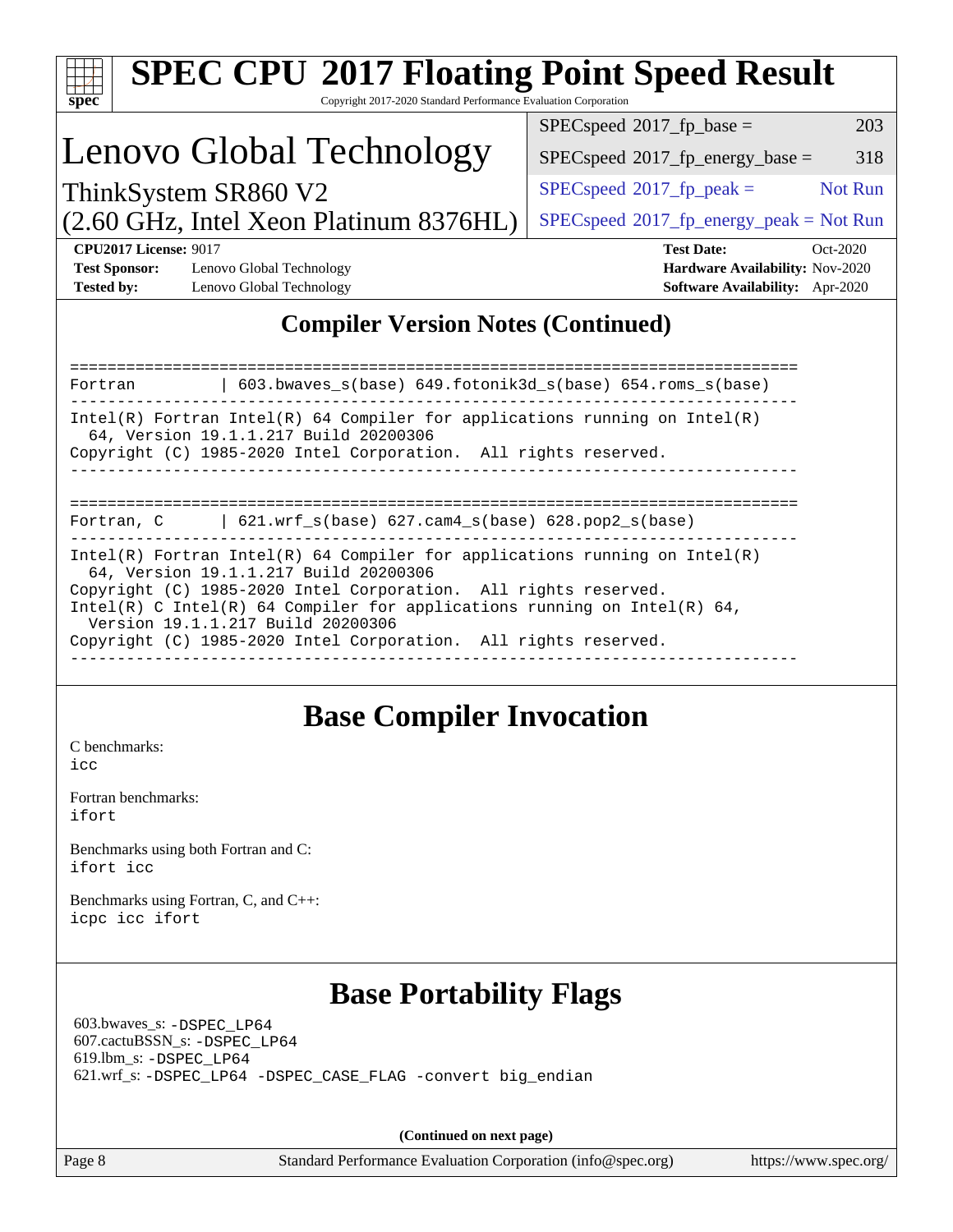# SPEC CPU 2017 Floating Point Speed Result

Copyright 2017-2020 Standard Performance Evaluation Corporation

## Lenovo Global Technology

ThinkSystem SR860 V2
(2.60 GHz, Intel Xeon Platinum 8376HL)

| | |
|---|---|
| SPECspeed 2017_fp_base = | 203 |
| SPECspeed 2017_fp_energy_base = | 318 |
| SPECspeed 2017_fp_peak = | Not Run |
| SPECspeed 2017_fp_energy_peak = | Not Run |

**CPU2017 License:** 9017
**Test Sponsor:** Lenovo Global Technology
**Tested by:** Lenovo Global Technology
**Test Date:** Oct-2020
**Hardware Availability:** Nov-2020
**Software Availability:** Apr-2020

## Compiler Version Notes (Continued)

```
==============================================================================
Fortran         | 603.bwaves_s(base) 649.fotonik3d_s(base) 654.roms_s(base)
------------------------------------------------------------------------------
Intel(R) Fortran Intel(R) 64 Compiler for applications running on Intel(R)
  64, Version 19.1.1.217 Build 20200306
Copyright (C) 1985-2020 Intel Corporation.  All rights reserved.
------------------------------------------------------------------------------

==============================================================================
Fortran, C      | 621.wrf_s(base) 627.cam4_s(base) 628.pop2_s(base)
------------------------------------------------------------------------------
Intel(R) Fortran Intel(R) 64 Compiler for applications running on Intel(R)
  64, Version 19.1.1.217 Build 20200306
Copyright (C) 1985-2020 Intel Corporation.  All rights reserved.
Intel(R) C Intel(R) 64 Compiler for applications running on Intel(R) 64,
  Version 19.1.1.217 Build 20200306
Copyright (C) 1985-2020 Intel Corporation.  All rights reserved.
------------------------------------------------------------------------------
```

## Base Compiler Invocation

C benchmarks:
`icc`

Fortran benchmarks:
`ifort`

Benchmarks using both Fortran and C:
`ifort icc`

Benchmarks using Fortran, C, and C++:
`icpc icc ifort`

## Base Portability Flags

603.bwaves_s: `-DSPEC_LP64`
607.cactuBSSN_s: `-DSPEC_LP64`
619.lbm_s: `-DSPEC_LP64`
621.wrf_s: `-DSPEC_LP64 -DSPEC_CASE_FLAG -convert big_endian`

**(Continued on next page)**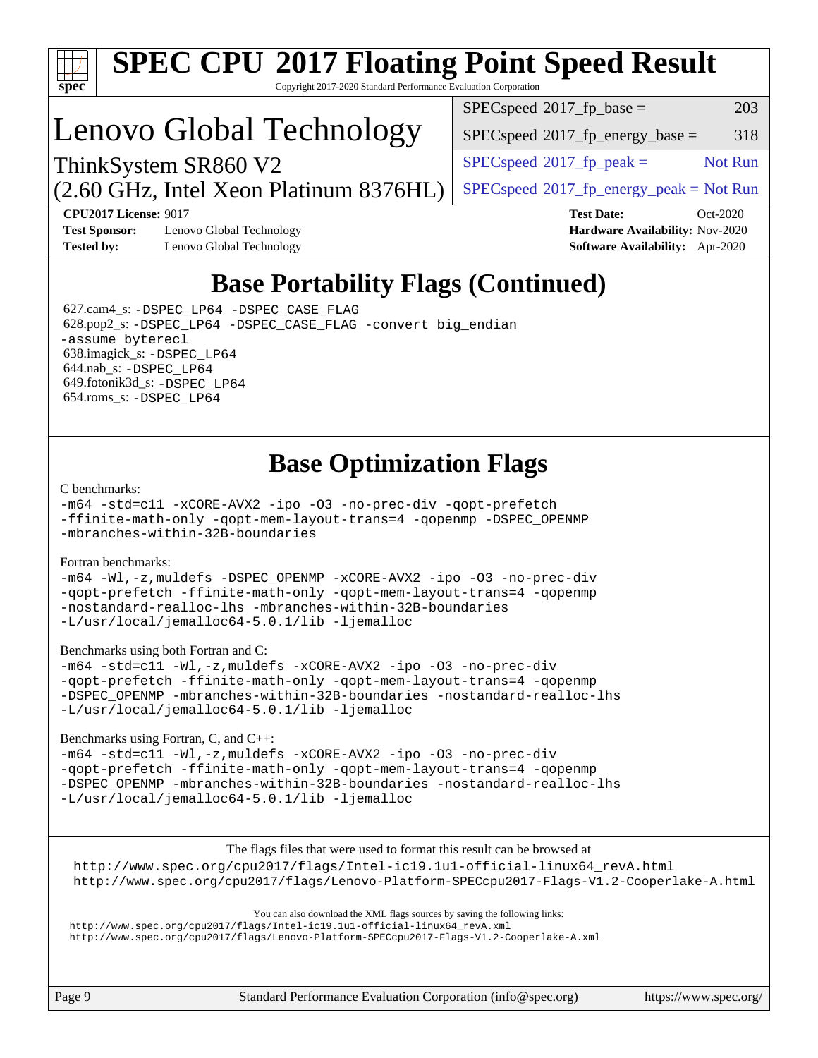# SPEC CPU 2017 Floating Point Speed Result

Copyright 2017-2020 Standard Performance Evaluation Corporation

## Lenovo Global Technology

ThinkSystem SR860 V2
(2.60 GHz, Intel Xeon Platinum 8376HL)

| | |
|---|---|
| SPECspeed 2017_fp_base = | 203 |
| SPECspeed 2017_fp_energy_base = | 318 |
| SPECspeed 2017_fp_peak = | Not Run |
| SPECspeed 2017_fp_energy_peak = | Not Run |

**CPU2017 License:** 9017
**Test Sponsor:** Lenovo Global Technology
**Tested by:** Lenovo Global Technology
**Test Date:** Oct-2020
**Hardware Availability:** Nov-2020
**Software Availability:** Apr-2020

## Base Portability Flags (Continued)

627.cam4_s: `-DSPEC_LP64 -DSPEC_CASE_FLAG`
628.pop2_s: `-DSPEC_LP64 -DSPEC_CASE_FLAG -convert big_endian -assume byterecl`
638.imagick_s: `-DSPEC_LP64`
644.nab_s: `-DSPEC_LP64`
649.fotonik3d_s: `-DSPEC_LP64`
654.roms_s: `-DSPEC_LP64`

## Base Optimization Flags

C benchmarks:

```
-m64 -std=c11 -xCORE-AVX2 -ipo -O3 -no-prec-div -qopt-prefetch
-ffinite-math-only -qopt-mem-layout-trans=4 -qopenmp -DSPEC_OPENMP
-mbranches-within-32B-boundaries
```

Fortran benchmarks:

```
-m64 -Wl,-z,muldefs -DSPEC_OPENMP -xCORE-AVX2 -ipo -O3 -no-prec-div
-qopt-prefetch -ffinite-math-only -qopt-mem-layout-trans=4 -qopenmp
-nostandard-realloc-lhs -mbranches-within-32B-boundaries
-L/usr/local/jemalloc64-5.0.1/lib -ljemalloc
```

Benchmarks using both Fortran and C:

```
-m64 -std=c11 -Wl,-z,muldefs -xCORE-AVX2 -ipo -O3 -no-prec-div
-qopt-prefetch -ffinite-math-only -qopt-mem-layout-trans=4 -qopenmp
-DSPEC_OPENMP -mbranches-within-32B-boundaries -nostandard-realloc-lhs
-L/usr/local/jemalloc64-5.0.1/lib -ljemalloc
```

Benchmarks using Fortran, C, and C++:

```
-m64 -std=c11 -Wl,-z,muldefs -xCORE-AVX2 -ipo -O3 -no-prec-div
-qopt-prefetch -ffinite-math-only -qopt-mem-layout-trans=4 -qopenmp
-DSPEC_OPENMP -mbranches-within-32B-boundaries -nostandard-realloc-lhs
-L/usr/local/jemalloc64-5.0.1/lib -ljemalloc
```

The flags files that were used to format this result can be browsed at
http://www.spec.org/cpu2017/flags/Intel-ic19.1u1-official-linux64_revA.html
http://www.spec.org/cpu2017/flags/Lenovo-Platform-SPECcpu2017-Flags-V1.2-Cooperlake-A.html

You can also download the XML flags sources by saving the following links:
http://www.spec.org/cpu2017/flags/Intel-ic19.1u1-official-linux64_revA.xml
http://www.spec.org/cpu2017/flags/Lenovo-Platform-SPECcpu2017-Flags-V1.2-Cooperlake-A.xml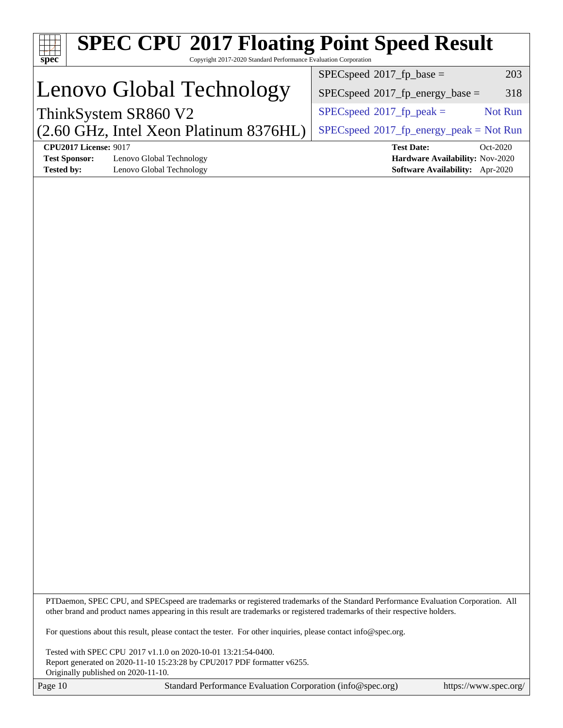# SPEC CPU 2017 Floating Point Speed Result

Copyright 2017-2020 Standard Performance Evaluation Corporation

## Lenovo Global Technology

ThinkSystem SR860 V2
(2.60 GHz, Intel Xeon Platinum 8376HL)

| | |
|---|---|
| SPECspeed 2017_fp_base = | 203 |
| SPECspeed 2017_fp_energy_base = | 318 |
| SPECspeed 2017_fp_peak = | Not Run |
| SPECspeed 2017_fp_energy_peak = | Not Run |

**CPU2017 License:** 9017
**Test Sponsor:** Lenovo Global Technology
**Tested by:** Lenovo Global Technology
**Test Date:** Oct-2020
**Hardware Availability:** Nov-2020
**Software Availability:** Apr-2020

PTDaemon, SPEC CPU, and SPECspeed are trademarks or registered trademarks of the Standard Performance Evaluation Corporation. All other brand and product names appearing in this result are trademarks or registered trademarks of their respective holders.

For questions about this result, please contact the tester. For other inquiries, please contact info@spec.org.

Tested with SPEC CPU 2017 v1.1.0 on 2020-10-01 13:21:54-0400.
Report generated on 2020-11-10 15:23:28 by CPU2017 PDF formatter v6255.
Originally published on 2020-11-10.